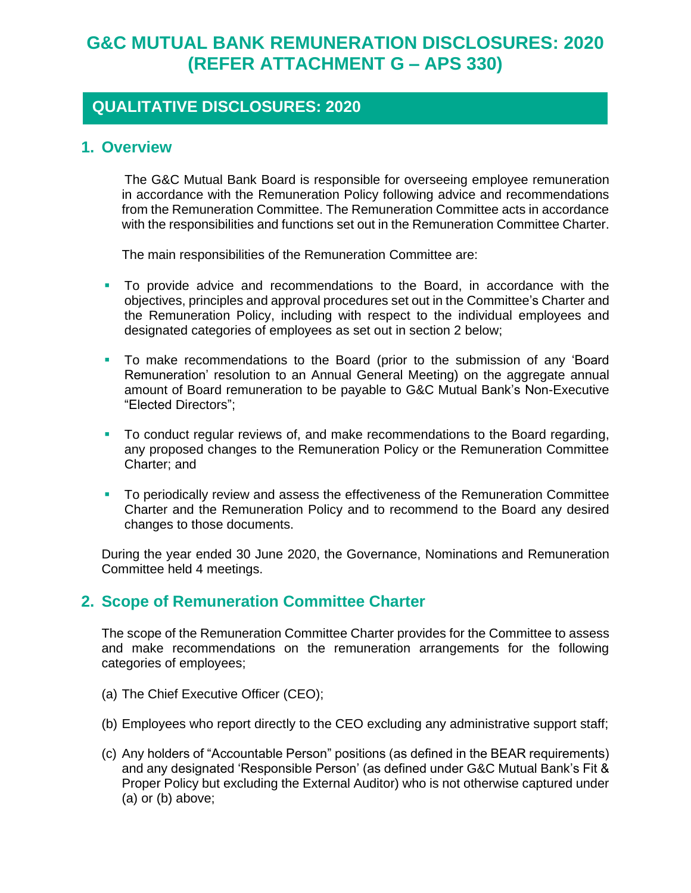# G&C MUTUAL BANK REMUNERATION DISCLOSURES: 2020 (REFER ATTACHMENT G – APS 330)

## QUALITATIVE DISCLOSURES: 2020

### 1. Overview

The G&C Mutual Bank Board is responsible for overseeing employee remuneration in accordance with the Remuneration Policy following advice and recommendations from the Remuneration Committee. The Remuneration Committee acts in accordance with the responsibilities and functions set out in the Remuneration Committee Charter.

The main responsibilities of the Remuneration Committee are:

- To provide advice and recommendations to the Board, in accordance with the objectives, principles and approval procedures set out in the Committee's Charter and the Remuneration Policy, including with respect to the individual employees and designated categories of employees as set out in section 2 below;
- To make recommendations to the Board (prior to the submission of any 'Board Remuneration' resolution to an Annual General Meeting) on the aggregate annual amount of Board remuneration to be payable to G&C Mutual Bank's Non-Executive "Elected Directors";
- To conduct regular reviews of, and make recommendations to the Board regarding, any proposed changes to the Remuneration Policy or the Remuneration Committee Charter; and
- To periodically review and assess the effectiveness of the Remuneration Committee Charter and the Remuneration Policy and to recommend to the Board any desired changes to those documents.

During the year ended 30 June 2020, the Governance, Nominations and Remuneration Committee held 4 meetings.

### 2. Scope of Remuneration Committee Charter

The scope of the Remuneration Committee Charter provides for the Committee to assess and make recommendations on the remuneration arrangements for the following categories of employees;

(a) The Chief Executive Officer (CEO);

(b) Employees who report directly to the CEO excluding any administrative support staff;

(c) Any holders of "Accountable Person" positions (as defined in the BEAR requirements) and any designated 'Responsible Person' (as defined under G&C Mutual Bank's Fit & Proper Policy but excluding the External Auditor) who is not otherwise captured under (a) or (b) above;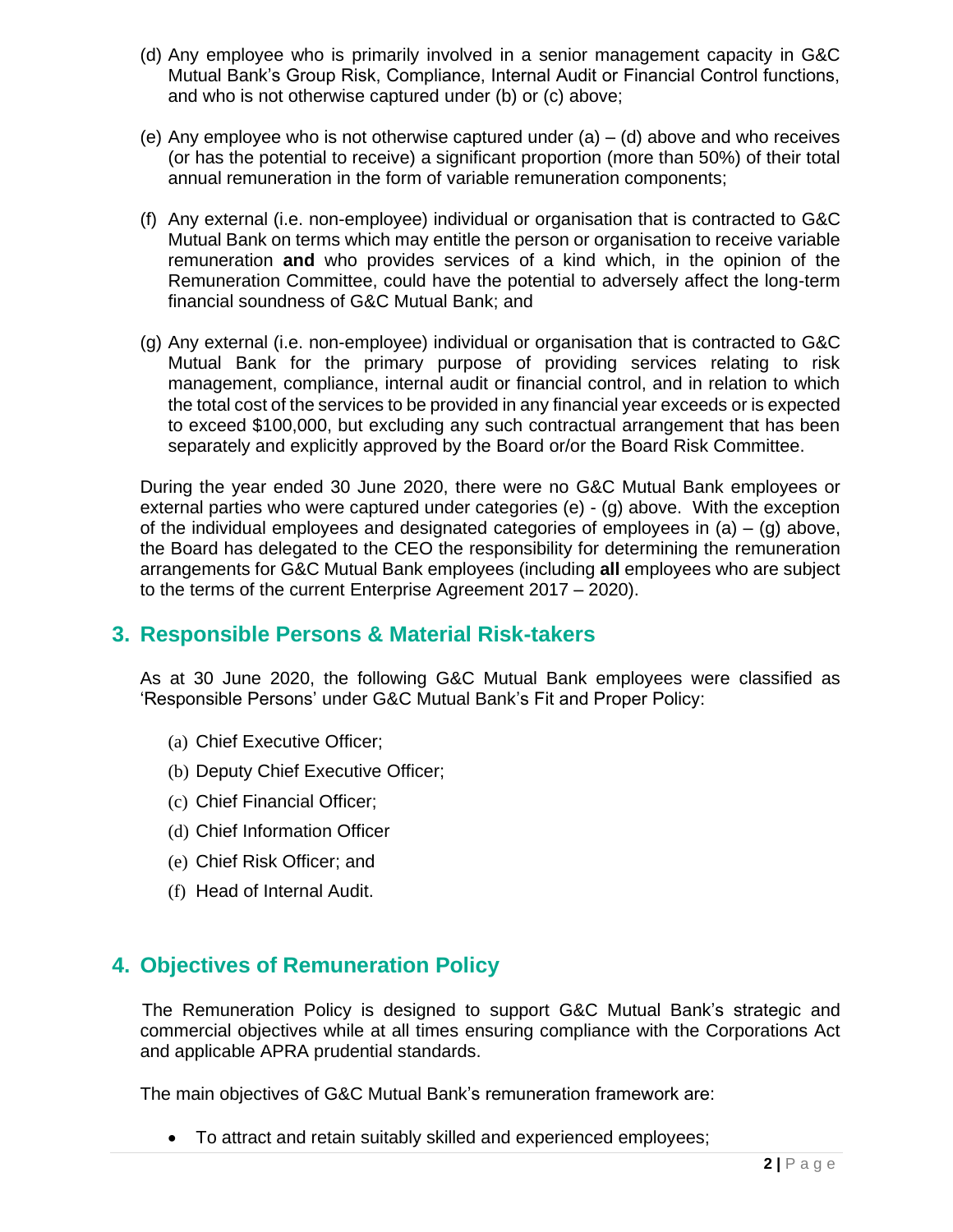(d) Any employee who is primarily involved in a senior management capacity in G&C Mutual Bank's Group Risk, Compliance, Internal Audit or Financial Control functions, and who is not otherwise captured under (b) or (c) above;

(e) Any employee who is not otherwise captured under (a) – (d) above and who receives (or has the potential to receive) a significant proportion (more than 50%) of their total annual remuneration in the form of variable remuneration components;

(f) Any external (i.e. non-employee) individual or organisation that is contracted to G&C Mutual Bank on terms which may entitle the person or organisation to receive variable remuneration **and** who provides services of a kind which, in the opinion of the Remuneration Committee, could have the potential to adversely affect the long-term financial soundness of G&C Mutual Bank; and

(g) Any external (i.e. non-employee) individual or organisation that is contracted to G&C Mutual Bank for the primary purpose of providing services relating to risk management, compliance, internal audit or financial control, and in relation to which the total cost of the services to be provided in any financial year exceeds or is expected to exceed $100,000, but excluding any such contractual arrangement that has been separately and explicitly approved by the Board or/or the Board Risk Committee.

During the year ended 30 June 2020, there were no G&C Mutual Bank employees or external parties who were captured under categories (e) - (g) above. With the exception of the individual employees and designated categories of employees in (a) – (g) above, the Board has delegated to the CEO the responsibility for determining the remuneration arrangements for G&C Mutual Bank employees (including **all** employees who are subject to the terms of the current Enterprise Agreement 2017 – 2020).

## 3. Responsible Persons & Material Risk-takers

As at 30 June 2020, the following G&C Mutual Bank employees were classified as 'Responsible Persons' under G&C Mutual Bank's Fit and Proper Policy:

(a) Chief Executive Officer;

(b) Deputy Chief Executive Officer;

(c) Chief Financial Officer;

(d) Chief Information Officer

(e) Chief Risk Officer; and

(f) Head of Internal Audit.

## 4. Objectives of Remuneration Policy

The Remuneration Policy is designed to support G&C Mutual Bank's strategic and commercial objectives while at all times ensuring compliance with the Corporations Act and applicable APRA prudential standards.

The main objectives of G&C Mutual Bank's remuneration framework are:

- To attract and retain suitably skilled and experienced employees;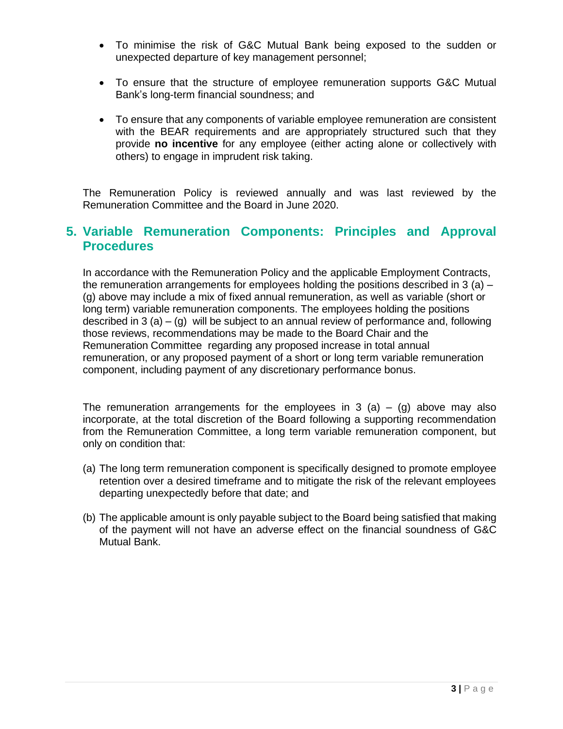- To minimise the risk of G&C Mutual Bank being exposed to the sudden or unexpected departure of key management personnel;
- To ensure that the structure of employee remuneration supports G&C Mutual Bank's long-term financial soundness; and
- To ensure that any components of variable employee remuneration are consistent with the BEAR requirements and are appropriately structured such that they provide **no incentive** for any employee (either acting alone or collectively with others) to engage in imprudent risk taking.

The Remuneration Policy is reviewed annually and was last reviewed by the Remuneration Committee and the Board in June 2020.

## 5. Variable Remuneration Components: Principles and Approval Procedures

In accordance with the Remuneration Policy and the applicable Employment Contracts, the remuneration arrangements for employees holding the positions described in 3 (a) – (g) above may include a mix of fixed annual remuneration, as well as variable (short or long term) variable remuneration components. The employees holding the positions described in 3 (a) – (g) will be subject to an annual review of performance and, following those reviews, recommendations may be made to the Board Chair and the Remuneration Committee regarding any proposed increase in total annual remuneration, or any proposed payment of a short or long term variable remuneration component, including payment of any discretionary performance bonus.

The remuneration arrangements for the employees in 3 (a) – (g) above may also incorporate, at the total discretion of the Board following a supporting recommendation from the Remuneration Committee, a long term variable remuneration component, but only on condition that:

(a) The long term remuneration component is specifically designed to promote employee retention over a desired timeframe and to mitigate the risk of the relevant employees departing unexpectedly before that date; and

(b) The applicable amount is only payable subject to the Board being satisfied that making of the payment will not have an adverse effect on the financial soundness of G&C Mutual Bank.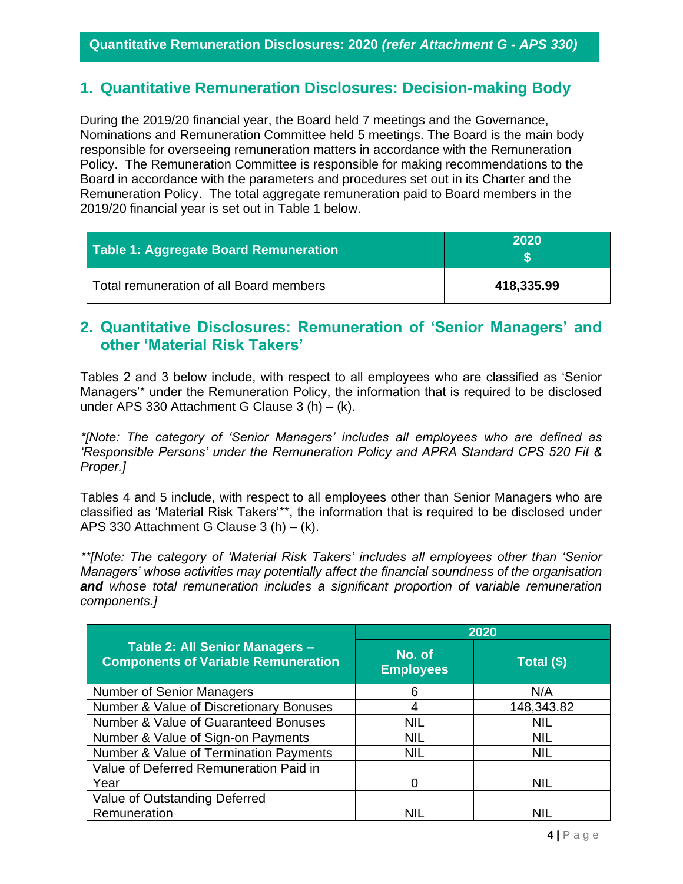**Quantitative Remuneration Disclosures: 2020** ***(refer Attachment G - APS 330)***

## 1. Quantitative Remuneration Disclosures: Decision-making Body

During the 2019/20 financial year, the Board held 7 meetings and the Governance, Nominations and Remuneration Committee held 5 meetings. The Board is the main body responsible for overseeing remuneration matters in accordance with the Remuneration Policy. The Remuneration Committee is responsible for making recommendations to the Board in accordance with the parameters and procedures set out in its Charter and the Remuneration Policy. The total aggregate remuneration paid to Board members in the 2019/20 financial year is set out in Table 1 below.

| Table 1: Aggregate Board Remuneration | 2020 $ |
|---|---|
| Total remuneration of all Board members | **418,335.99** |

## 2. Quantitative Disclosures: Remuneration of 'Senior Managers' and other 'Material Risk Takers'

Tables 2 and 3 below include, with respect to all employees who are classified as 'Senior Managers'* under the Remuneration Policy, the information that is required to be disclosed under APS 330 Attachment G Clause 3 (h) – (k).

*\*[Note: The category of 'Senior Managers' includes all employees who are defined as 'Responsible Persons' under the Remuneration Policy and APRA Standard CPS 520 Fit & Proper.]*

Tables 4 and 5 include, with respect to all employees other than Senior Managers who are classified as 'Material Risk Takers'**, the information that is required to be disclosed under APS 330 Attachment G Clause 3 (h) – (k).

*\*\*[Note: The category of 'Material Risk Takers' includes all employees other than 'Senior Managers' whose activities may potentially affect the financial soundness of the organisation* ***and*** *whose total remuneration includes a significant proportion of variable remuneration components.]*

| Table 2: All Senior Managers – Components of Variable Remuneration | 2020 | |
|---|---|---|
| | No. of Employees | Total ($) |
| Number of Senior Managers | 6 | N/A |
| Number & Value of Discretionary Bonuses | 4 | 148,343.82 |
| Number & Value of Guaranteed Bonuses | NIL | NIL |
| Number & Value of Sign-on Payments | NIL | NIL |
| Number & Value of Termination Payments | NIL | NIL |
| Value of Deferred Remuneration Paid in Year | 0 | NIL |
| Value of Outstanding Deferred Remuneration | NIL | NIL |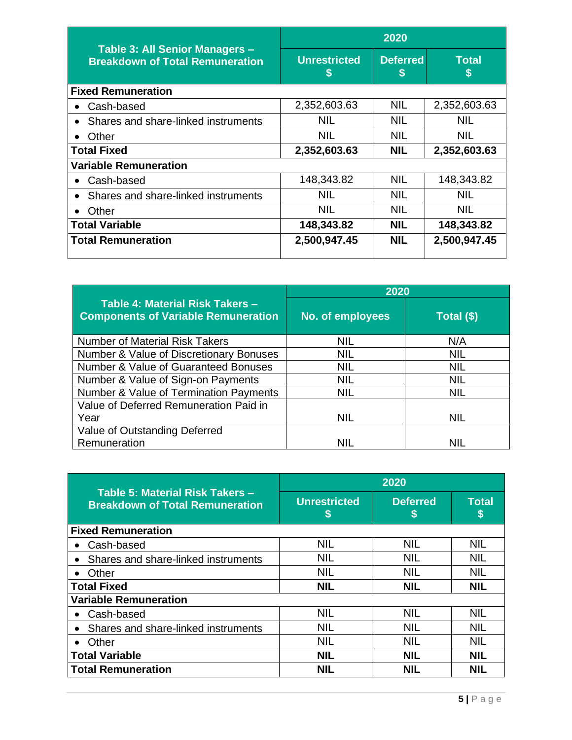| Table 3: All Senior Managers – Breakdown of Total Remuneration | 2020 | | |
|---|---|---|---|
| | **Unrestricted $** | **Deferred $** | **Total $** |
| **Fixed Remuneration** | | | |
| • Cash-based | 2,352,603.63 | NIL | 2,352,603.63 |
| • Shares and share-linked instruments | NIL | NIL | NIL |
| • Other | NIL | NIL | NIL |
| **Total Fixed** | **2,352,603.63** | **NIL** | **2,352,603.63** |
| **Variable Remuneration** | | | |
| • Cash-based | 148,343.82 | NIL | 148,343.82 |
| • Shares and share-linked instruments | NIL | NIL | NIL |
| • Other | NIL | NIL | NIL |
| **Total Variable** | **148,343.82** | **NIL** | **148,343.82** |
| **Total Remuneration** | **2,500,947.45** | **NIL** | **2,500,947.45** |

| Table 4: Material Risk Takers – Components of Variable Remuneration | 2020 | |
|---|---|---|
| | **No. of employees** | **Total ($)** |
| Number of Material Risk Takers | NIL | N/A |
| Number & Value of Discretionary Bonuses | NIL | NIL |
| Number & Value of Guaranteed Bonuses | NIL | NIL |
| Number & Value of Sign-on Payments | NIL | NIL |
| Number & Value of Termination Payments | NIL | NIL |
| Value of Deferred Remuneration Paid in Year | NIL | NIL |
| Value of Outstanding Deferred Remuneration | NIL | NIL |

| Table 5: Material Risk Takers – Breakdown of Total Remuneration | 2020 | | |
|---|---|---|---|
| | **Unrestricted $** | **Deferred $** | **Total $** |
| **Fixed Remuneration** | | | |
| • Cash-based | NIL | NIL | NIL |
| • Shares and share-linked instruments | NIL | NIL | NIL |
| • Other | NIL | NIL | NIL |
| **Total Fixed** | **NIL** | **NIL** | **NIL** |
| **Variable Remuneration** | | | |
| • Cash-based | NIL | NIL | NIL |
| • Shares and share-linked instruments | NIL | NIL | NIL |
| • Other | NIL | NIL | NIL |
| **Total Variable** | **NIL** | **NIL** | **NIL** |
| **Total Remuneration** | **NIL** | **NIL** | **NIL** |